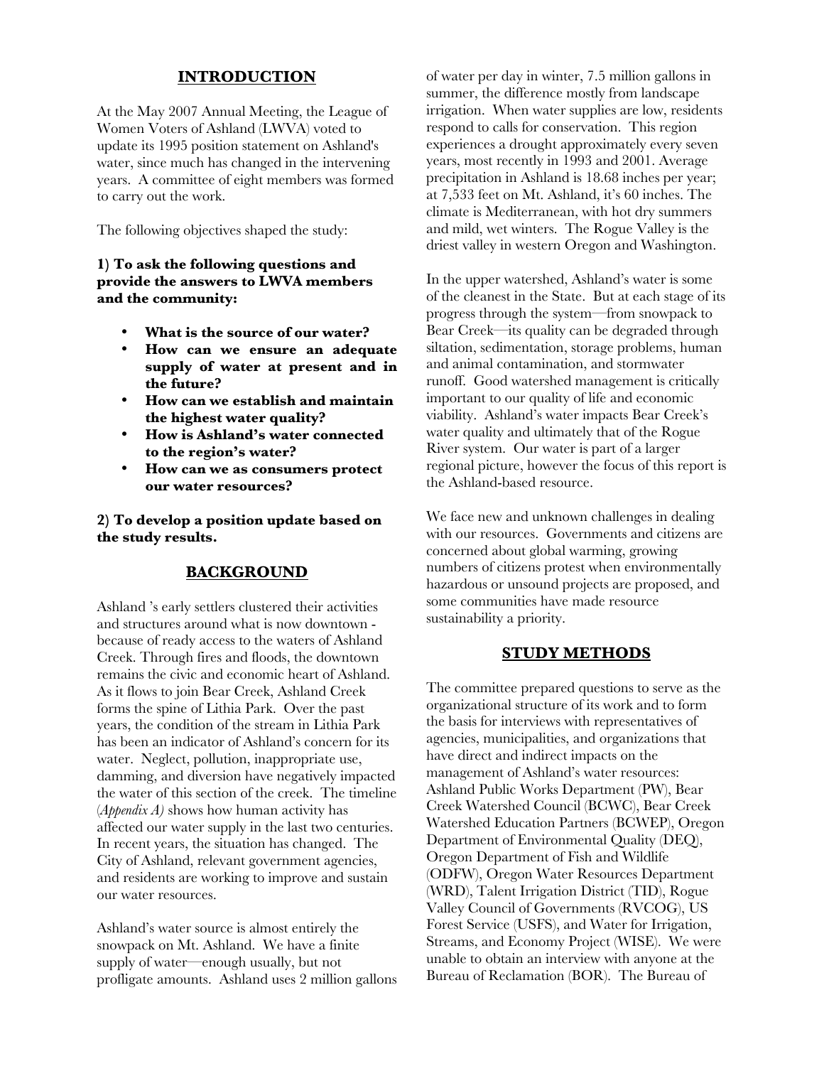## INTRODUCTION

At the May 2007 Annual Meeting, the League of Women Voters of Ashland (LWVA) voted to update its 1995 position statement on Ashland's water, since much has changed in the intervening years. A committee of eight members was formed to carry out the work.

The following objectives shaped the study:

**1) To ask the following questions and provide the answers to LWVA members and the community:**

- **What is the source of our water?**
- **How can we ensure an adequate supply of water at present and in the future?**
- **How can we establish and maintain the highest water quality?**
- **How is Ashland's water connected to the region's water?**
- **How can we as consumers protect our water resources?**

**2) To develop a position update based on the study results.**

## BACKGROUND

Ashland 's early settlers clustered their activities and structures around what is now downtown - because of ready access to the waters of Ashland Creek. Through fires and floods, the downtown remains the civic and economic heart of Ashland. As it flows to join Bear Creek, Ashland Creek forms the spine of Lithia Park. Over the past years, the condition of the stream in Lithia Park has been an indicator of Ashland's concern for its water. Neglect, pollution, inappropriate use, damming, and diversion have negatively impacted the water of this section of the creek. The timeline (*Appendix A)* shows how human activity has affected our water supply in the last two centuries. In recent years, the situation has changed. The City of Ashland, relevant government agencies, and residents are working to improve and sustain our water resources.

Ashland's water source is almost entirely the snowpack on Mt. Ashland. We have a finite supply of water—enough usually, but not profligate amounts. Ashland uses 2 million gallons of water per day in winter, 7.5 million gallons in summer, the difference mostly from landscape irrigation. When water supplies are low, residents respond to calls for conservation. This region experiences a drought approximately every seven years, most recently in 1993 and 2001. Average precipitation in Ashland is 18.68 inches per year; at 7,533 feet on Mt. Ashland, it's 60 inches. The climate is Mediterranean, with hot dry summers and mild, wet winters. The Rogue Valley is the driest valley in western Oregon and Washington.

In the upper watershed, Ashland's water is some of the cleanest in the State. But at each stage of its progress through the system—from snowpack to Bear Creek—its quality can be degraded through siltation, sedimentation, storage problems, human and animal contamination, and stormwater runoff. Good watershed management is critically important to our quality of life and economic viability. Ashland's water impacts Bear Creek's water quality and ultimately that of the Rogue River system. Our water is part of a larger regional picture, however the focus of this report is the Ashland-based resource.

We face new and unknown challenges in dealing with our resources. Governments and citizens are concerned about global warming, growing numbers of citizens protest when environmentally hazardous or unsound projects are proposed, and some communities have made resource sustainability a priority.

## STUDY METHODS

The committee prepared questions to serve as the organizational structure of its work and to form the basis for interviews with representatives of agencies, municipalities, and organizations that have direct and indirect impacts on the management of Ashland's water resources: Ashland Public Works Department (PW), Bear Creek Watershed Council (BCWC), Bear Creek Watershed Education Partners (BCWEP), Oregon Department of Environmental Quality (DEQ), Oregon Department of Fish and Wildlife (ODFW), Oregon Water Resources Department (WRD), Talent Irrigation District (TID), Rogue Valley Council of Governments (RVCOG), US Forest Service (USFS), and Water for Irrigation, Streams, and Economy Project (WISE). We were unable to obtain an interview with anyone at the Bureau of Reclamation (BOR). The Bureau of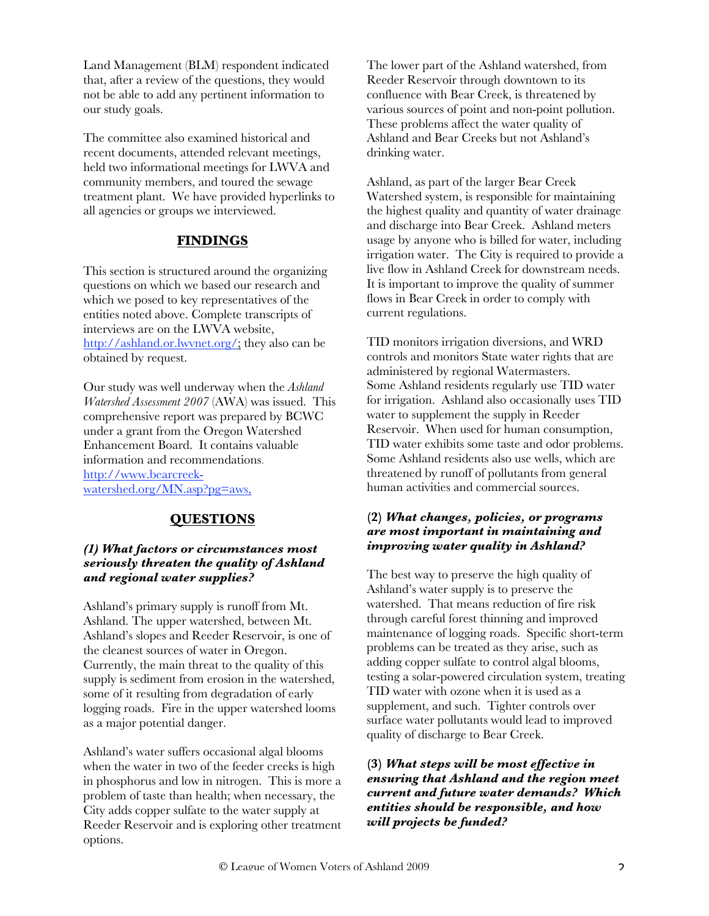Land Management (BLM) respondent indicated that, after a review of the questions, they would not be able to add any pertinent information to our study goals.

The committee also examined historical and recent documents, attended relevant meetings, held two informational meetings for LWVA and community members, and toured the sewage treatment plant. We have provided hyperlinks to all agencies or groups we interviewed.

## FINDINGS

This section is structured around the organizing questions on which we based our research and which we posed to key representatives of the entities noted above. Complete transcripts of interviews are on the LWVA website, http://ashland.or.lwvnet.org/; they also can be obtained by request.

Our study was well underway when the *Ashland Watershed Assessment 2007* (AWA) was issued. This comprehensive report was prepared by BCWC under a grant from the Oregon Watershed Enhancement Board. It contains valuable information and recommendations. http://www.bearcreek-watershed.org/MN.asp?pg=aws,

## QUESTIONS

### *(1) What factors or circumstances most seriously threaten the quality of Ashland and regional water supplies?*

Ashland's primary supply is runoff from Mt. Ashland. The upper watershed, between Mt. Ashland's slopes and Reeder Reservoir, is one of the cleanest sources of water in Oregon. Currently, the main threat to the quality of this supply is sediment from erosion in the watershed, some of it resulting from degradation of early logging roads. Fire in the upper watershed looms as a major potential danger.

Ashland's water suffers occasional algal blooms when the water in two of the feeder creeks is high in phosphorus and low in nitrogen. This is more a problem of taste than health; when necessary, the City adds copper sulfate to the water supply at Reeder Reservoir and is exploring other treatment options.

The lower part of the Ashland watershed, from Reeder Reservoir through downtown to its confluence with Bear Creek, is threatened by various sources of point and non-point pollution. These problems affect the water quality of Ashland and Bear Creeks but not Ashland's drinking water.

Ashland, as part of the larger Bear Creek Watershed system, is responsible for maintaining the highest quality and quantity of water drainage and discharge into Bear Creek. Ashland meters usage by anyone who is billed for water, including irrigation water. The City is required to provide a live flow in Ashland Creek for downstream needs. It is important to improve the quality of summer flows in Bear Creek in order to comply with current regulations.

TID monitors irrigation diversions, and WRD controls and monitors State water rights that are administered by regional Watermasters. Some Ashland residents regularly use TID water for irrigation. Ashland also occasionally uses TID water to supplement the supply in Reeder Reservoir. When used for human consumption, TID water exhibits some taste and odor problems. Some Ashland residents also use wells, which are threatened by runoff of pollutants from general human activities and commercial sources.

### (2) *What changes, policies, or programs are most important in maintaining and improving water quality in Ashland?*

The best way to preserve the high quality of Ashland's water supply is to preserve the watershed. That means reduction of fire risk through careful forest thinning and improved maintenance of logging roads. Specific short-term problems can be treated as they arise, such as adding copper sulfate to control algal blooms, testing a solar-powered circulation system, treating TID water with ozone when it is used as a supplement, and such. Tighter controls over surface water pollutants would lead to improved quality of discharge to Bear Creek.

### (3) *What steps will be most effective in ensuring that Ashland and the region meet current and future water demands? Which entities should be responsible, and how will projects be funded?*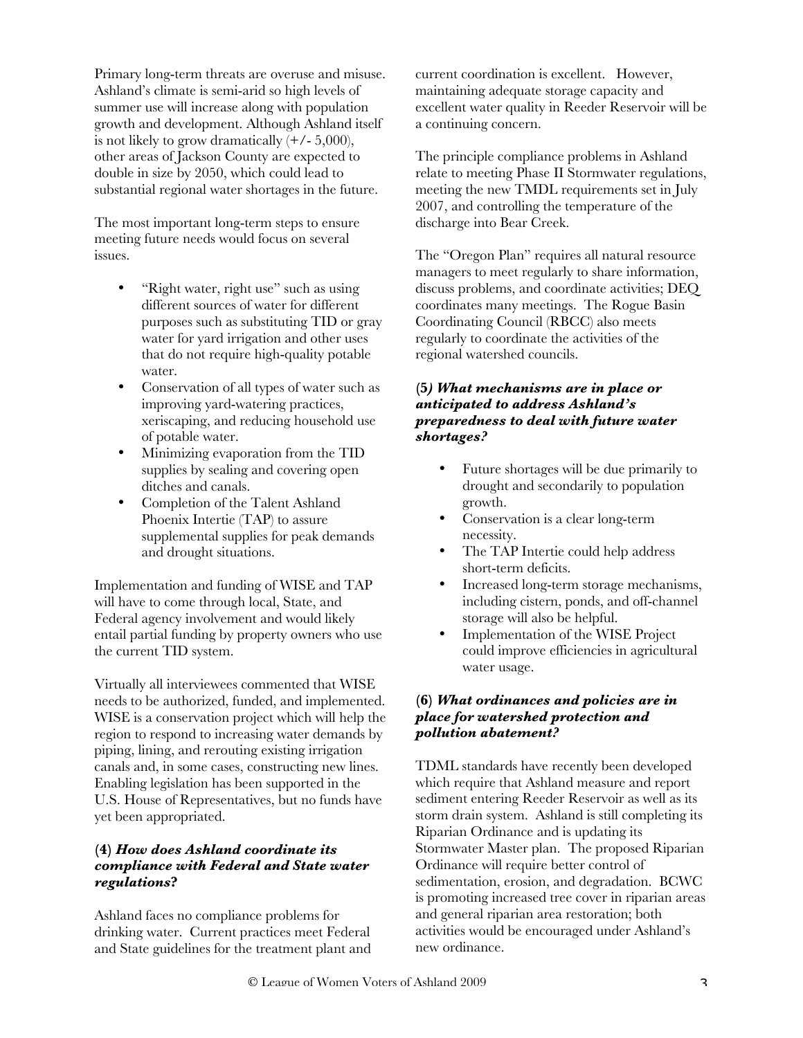Primary long-term threats are overuse and misuse. Ashland's climate is semi-arid so high levels of summer use will increase along with population growth and development. Although Ashland itself is not likely to grow dramatically (+/- 5,000), other areas of Jackson County are expected to double in size by 2050, which could lead to substantial regional water shortages in the future.

The most important long-term steps to ensure meeting future needs would focus on several issues.

- "Right water, right use" such as using different sources of water for different purposes such as substituting TID or gray water for yard irrigation and other uses that do not require high-quality potable water.
- Conservation of all types of water such as improving yard-watering practices, xeriscaping, and reducing household use of potable water.
- Minimizing evaporation from the TID supplies by sealing and covering open ditches and canals.
- Completion of the Talent Ashland Phoenix Intertie (TAP) to assure supplemental supplies for peak demands and drought situations.

Implementation and funding of WISE and TAP will have to come through local, State, and Federal agency involvement and would likely entail partial funding by property owners who use the current TID system.

Virtually all interviewees commented that WISE needs to be authorized, funded, and implemented. WISE is a conservation project which will help the region to respond to increasing water demands by piping, lining, and rerouting existing irrigation canals and, in some cases, constructing new lines. Enabling legislation has been supported in the U.S. House of Representatives, but no funds have yet been appropriated.

### (4) *How does Ashland coordinate its compliance with Federal and State water regulations?*

Ashland faces no compliance problems for drinking water. Current practices meet Federal and State guidelines for the treatment plant and current coordination is excellent. However, maintaining adequate storage capacity and excellent water quality in Reeder Reservoir will be a continuing concern.

The principle compliance problems in Ashland relate to meeting Phase II Stormwater regulations, meeting the new TMDL requirements set in July 2007, and controlling the temperature of the discharge into Bear Creek.

The "Oregon Plan" requires all natural resource managers to meet regularly to share information, discuss problems, and coordinate activities; DEQ coordinates many meetings. The Rogue Basin Coordinating Council (RBCC) also meets regularly to coordinate the activities of the regional watershed councils.

### (5) *What mechanisms are in place or anticipated to address Ashland's preparedness to deal with future water shortages?*

- Future shortages will be due primarily to drought and secondarily to population growth.
- Conservation is a clear long-term necessity.
- The TAP Intertie could help address short-term deficits.
- Increased long-term storage mechanisms, including cistern, ponds, and off-channel storage will also be helpful.
- Implementation of the WISE Project could improve efficiencies in agricultural water usage.

### (6) *What ordinances and policies are in place for watershed protection and pollution abatement?*

TDML standards have recently been developed which require that Ashland measure and report sediment entering Reeder Reservoir as well as its storm drain system. Ashland is still completing its Riparian Ordinance and is updating its Stormwater Master plan. The proposed Riparian Ordinance will require better control of sedimentation, erosion, and degradation. BCWC is promoting increased tree cover in riparian areas and general riparian area restoration; both activities would be encouraged under Ashland's new ordinance.

© League of Women Voters of Ashland 2009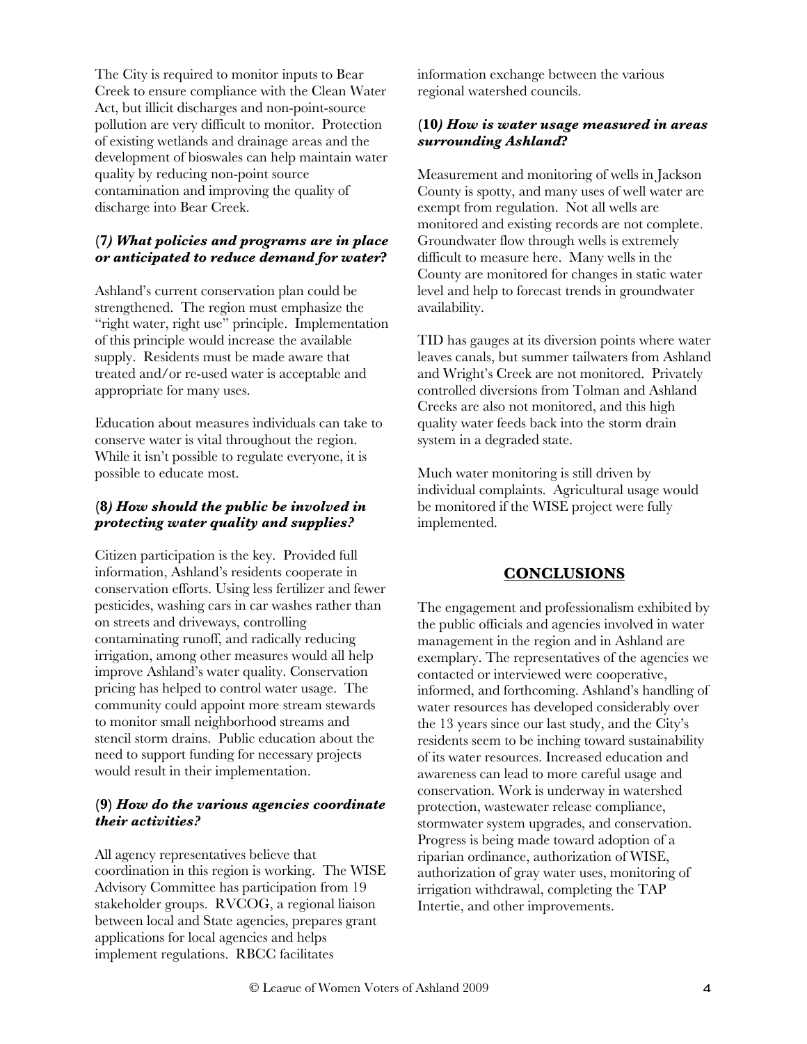The City is required to monitor inputs to Bear Creek to ensure compliance with the Clean Water Act, but illicit discharges and non-point-source pollution are very difficult to monitor. Protection of existing wetlands and drainage areas and the development of bioswales can help maintain water quality by reducing non-point source contamination and improving the quality of discharge into Bear Creek.

### (7) *What policies and programs are in place or anticipated to reduce demand for water?*

Ashland's current conservation plan could be strengthened. The region must emphasize the "right water, right use" principle. Implementation of this principle would increase the available supply. Residents must be made aware that treated and/or re-used water is acceptable and appropriate for many uses.

Education about measures individuals can take to conserve water is vital throughout the region. While it isn't possible to regulate everyone, it is possible to educate most.

### (8) *How should the public be involved in protecting water quality and supplies?*

Citizen participation is the key. Provided full information, Ashland's residents cooperate in conservation efforts. Using less fertilizer and fewer pesticides, washing cars in car washes rather than on streets and driveways, controlling contaminating runoff, and radically reducing irrigation, among other measures would all help improve Ashland's water quality. Conservation pricing has helped to control water usage. The community could appoint more stream stewards to monitor small neighborhood streams and stencil storm drains. Public education about the need to support funding for necessary projects would result in their implementation.

### (9) *How do the various agencies coordinate their activities?*

All agency representatives believe that coordination in this region is working. The WISE Advisory Committee has participation from 19 stakeholder groups. RVCOG, a regional liaison between local and State agencies, prepares grant applications for local agencies and helps implement regulations. RBCC facilitates information exchange between the various regional watershed councils.

### (10) *How is water usage measured in areas surrounding Ashland?*

Measurement and monitoring of wells in Jackson County is spotty, and many uses of well water are exempt from regulation. Not all wells are monitored and existing records are not complete. Groundwater flow through wells is extremely difficult to measure here. Many wells in the County are monitored for changes in static water level and help to forecast trends in groundwater availability.

TID has gauges at its diversion points where water leaves canals, but summer tailwaters from Ashland and Wright's Creek are not monitored. Privately controlled diversions from Tolman and Ashland Creeks are also not monitored, and this high quality water feeds back into the storm drain system in a degraded state.

Much water monitoring is still driven by individual complaints. Agricultural usage would be monitored if the WISE project were fully implemented.

## CONCLUSIONS

The engagement and professionalism exhibited by the public officials and agencies involved in water management in the region and in Ashland are exemplary. The representatives of the agencies we contacted or interviewed were cooperative, informed, and forthcoming. Ashland's handling of water resources has developed considerably over the 13 years since our last study, and the City's residents seem to be inching toward sustainability of its water resources. Increased education and awareness can lead to more careful usage and conservation. Work is underway in watershed protection, wastewater release compliance, stormwater system upgrades, and conservation. Progress is being made toward adoption of a riparian ordinance, authorization of WISE, authorization of gray water uses, monitoring of irrigation withdrawal, completing the TAP Intertie, and other improvements.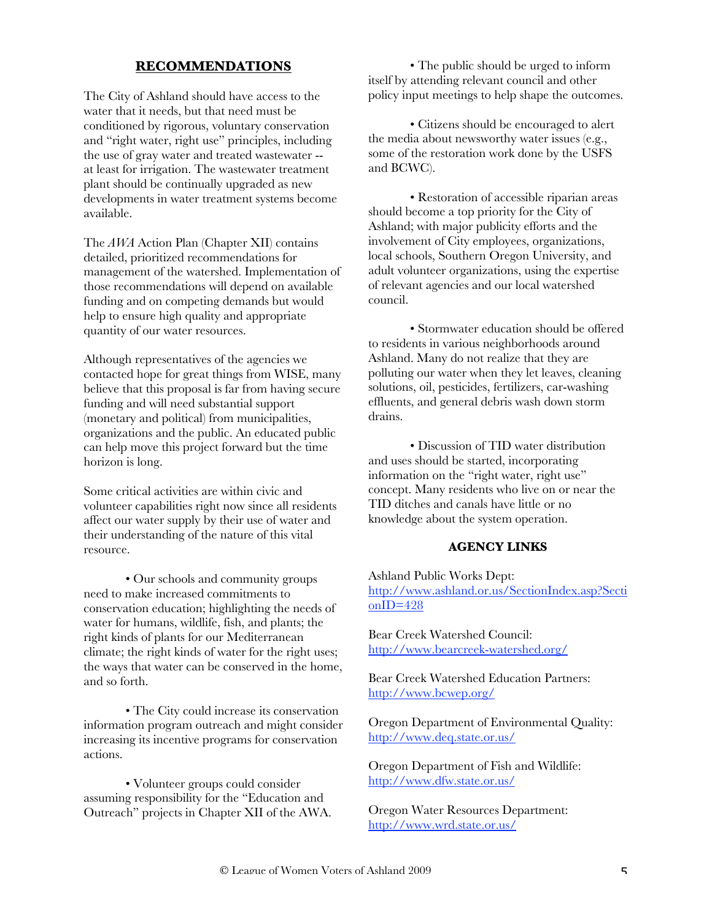## RECOMMENDATIONS

The City of Ashland should have access to the water that it needs, but that need must be conditioned by rigorous, voluntary conservation and "right water, right use" principles, including the use of gray water and treated wastewater -- at least for irrigation. The wastewater treatment plant should be continually upgraded as new developments in water treatment systems become available.

The *AWA* Action Plan (Chapter XII) contains detailed, prioritized recommendations for management of the watershed. Implementation of those recommendations will depend on available funding and on competing demands but would help to ensure high quality and appropriate quantity of our water resources.

Although representatives of the agencies we contacted hope for great things from WISE, many believe that this proposal is far from having secure funding and will need substantial support (monetary and political) from municipalities, organizations and the public. An educated public can help move this project forward but the time horizon is long.

Some critical activities are within civic and volunteer capabilities right now since all residents affect our water supply by their use of water and their understanding of the nature of this vital resource.

- Our schools and community groups need to make increased commitments to conservation education; highlighting the needs of water for humans, wildlife, fish, and plants; the right kinds of plants for our Mediterranean climate; the right kinds of water for the right uses; the ways that water can be conserved in the home, and so forth.

- The City could increase its conservation information program outreach and might consider increasing its incentive programs for conservation actions.

- Volunteer groups could consider assuming responsibility for the "Education and Outreach" projects in Chapter XII of the AWA.

- The public should be urged to inform itself by attending relevant council and other policy input meetings to help shape the outcomes.

- Citizens should be encouraged to alert the media about newsworthy water issues (e.g., some of the restoration work done by the USFS and BCWC).

- Restoration of accessible riparian areas should become a top priority for the City of Ashland; with major publicity efforts and the involvement of City employees, organizations, local schools, Southern Oregon University, and adult volunteer organizations, using the expertise of relevant agencies and our local watershed council.

- Stormwater education should be offered to residents in various neighborhoods around Ashland. Many do not realize that they are polluting our water when they let leaves, cleaning solutions, oil, pesticides, fertilizers, car-washing effluents, and general debris wash down storm drains.

- Discussion of TID water distribution and uses should be started, incorporating information on the "right water, right use" concept. Many residents who live on or near the TID ditches and canals have little or no knowledge about the system operation.

### AGENCY LINKS

Ashland Public Works Dept:
http://www.ashland.or.us/SectionIndex.asp?SectionID=428

Bear Creek Watershed Council:
http://www.bearcreek-watershed.org/

Bear Creek Watershed Education Partners:
http://www.bcwep.org/

Oregon Department of Environmental Quality:
http://www.deq.state.or.us/

Oregon Department of Fish and Wildlife:
http://www.dfw.state.or.us/

Oregon Water Resources Department:
http://www.wrd.state.or.us/

© League of Women Voters of Ashland 2009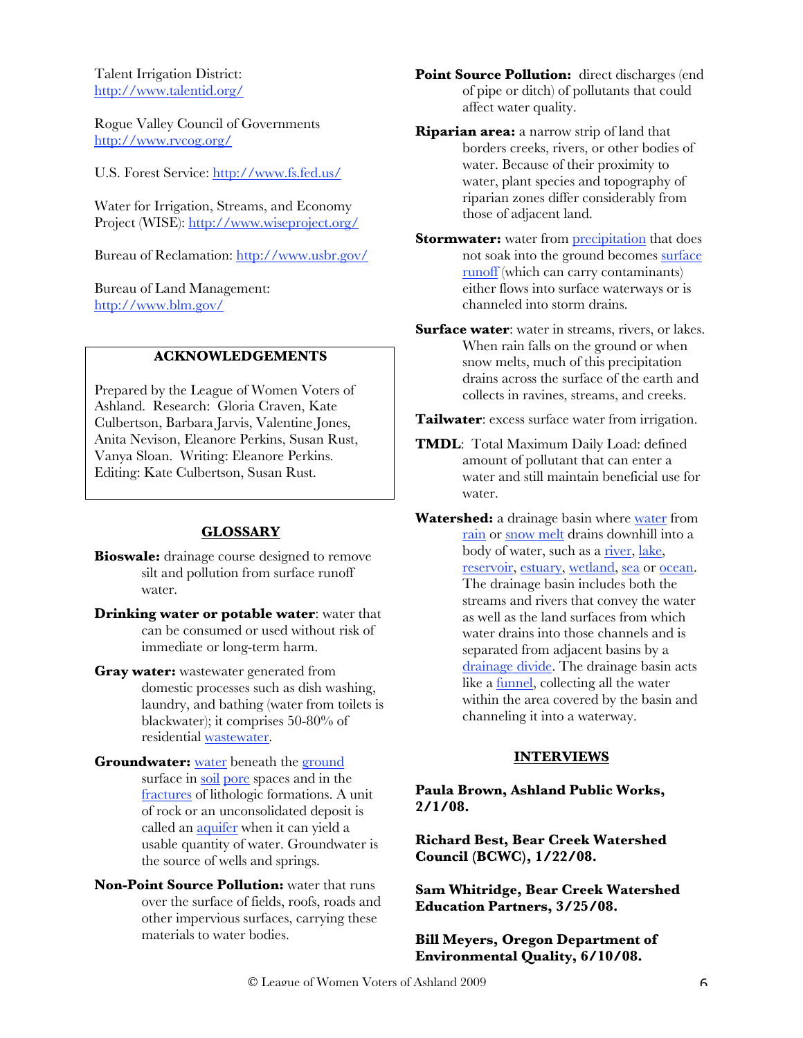Talent Irrigation District:
http://www.talentid.org/

Rogue Valley Council of Governments
http://www.rvcog.org/

U.S. Forest Service: http://www.fs.fed.us/

Water for Irrigation, Streams, and Economy Project (WISE): http://www.wiseproject.org/

Bureau of Reclamation: http://www.usbr.gov/

Bureau of Land Management:
http://www.blm.gov/

## ACKNOWLEDGEMENTS

Prepared by the League of Women Voters of Ashland. Research: Gloria Craven, Kate Culbertson, Barbara Jarvis, Valentine Jones, Anita Nevison, Eleanore Perkins, Susan Rust, Vanya Sloan. Writing: Eleanore Perkins. Editing: Kate Culbertson, Susan Rust.

## GLOSSARY

**Bioswale:** drainage course designed to remove silt and pollution from surface runoff water.

**Drinking water or potable water**: water that can be consumed or used without risk of immediate or long-term harm.

**Gray water:** wastewater generated from domestic processes such as dish washing, laundry, and bathing (water from toilets is blackwater); it comprises 50-80% of residential wastewater.

**Groundwater:** water beneath the ground surface in soil pore spaces and in the fractures of lithologic formations. A unit of rock or an unconsolidated deposit is called an aquifer when it can yield a usable quantity of water. Groundwater is the source of wells and springs.

**Non-Point Source Pollution:** water that runs over the surface of fields, roofs, roads and other impervious surfaces, carrying these materials to water bodies.

**Point Source Pollution:** direct discharges (end of pipe or ditch) of pollutants that could affect water quality.

**Riparian area:** a narrow strip of land that borders creeks, rivers, or other bodies of water. Because of their proximity to water, plant species and topography of riparian zones differ considerably from those of adjacent land.

**Stormwater:** water from precipitation that does not soak into the ground becomes surface runoff (which can carry contaminants) either flows into surface waterways or is channeled into storm drains.

**Surface water**: water in streams, rivers, or lakes. When rain falls on the ground or when snow melts, much of this precipitation drains across the surface of the earth and collects in ravines, streams, and creeks.

**Tailwater**: excess surface water from irrigation.

**TMDL**: Total Maximum Daily Load: defined amount of pollutant that can enter a water and still maintain beneficial use for water.

**Watershed:** a drainage basin where water from rain or snow melt drains downhill into a body of water, such as a river, lake, reservoir, estuary, wetland, sea or ocean. The drainage basin includes both the streams and rivers that convey the water as well as the land surfaces from which water drains into those channels and is separated from adjacent basins by a drainage divide. The drainage basin acts like a funnel, collecting all the water within the area covered by the basin and channeling it into a waterway.

## INTERVIEWS

**Paula Brown, Ashland Public Works, 2/1/08.**

**Richard Best, Bear Creek Watershed Council (BCWC), 1/22/08.**

**Sam Whitridge, Bear Creek Watershed Education Partners, 3/25/08.**

**Bill Meyers, Oregon Department of Environmental Quality, 6/10/08.**

© League of Women Voters of Ashland 2009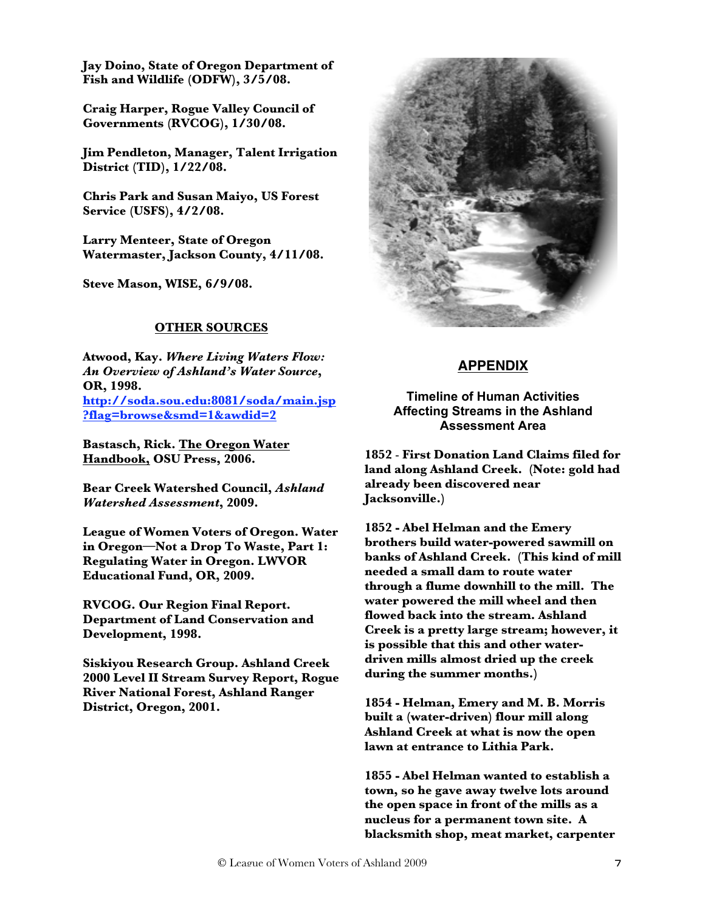**Jay Doino, State of Oregon Department of Fish and Wildlife (ODFW), 3/5/08.**

**Craig Harper, Rogue Valley Council of Governments (RVCOG), 1/30/08.**

**Jim Pendleton, Manager, Talent Irrigation District (TID), 1/22/08.**

**Chris Park and Susan Maiyo, US Forest Service (USFS), 4/2/08.**

**Larry Menteer, State of Oregon Watermaster, Jackson County, 4/11/08.**

**Steve Mason, WISE, 6/9/08.**

**OTHER SOURCES**

**Atwood, Kay. *Where Living Waters Flow: An Overview of Ashland's Water Source*, OR, 1998. http://soda.sou.edu:8081/soda/main.jsp?flag=browse&smd=1&awdid=2**

**Bastasch, Rick. The Oregon Water Handbook, OSU Press, 2006.**

**Bear Creek Watershed Council, *Ashland Watershed Assessment*, 2009.**

**League of Women Voters of Oregon. Water in Oregon—Not a Drop To Waste, Part 1: Regulating Water in Oregon. LWVOR Educational Fund, OR, 2009.**

**RVCOG. Our Region Final Report. Department of Land Conservation and Development, 1998.**

**Siskiyou Research Group. Ashland Creek 2000 Level II Stream Survey Report, Rogue River National Forest, Ashland Ranger District, Oregon, 2001.**

## APPENDIX

### Timeline of Human Activities Affecting Streams in the Ashland Assessment Area

**1852 - First Donation Land Claims filed for land along Ashland Creek. (Note: gold had already been discovered near Jacksonville.)**

**1852 - Abel Helman and the Emery brothers build water-powered sawmill on banks of Ashland Creek. (This kind of mill needed a small dam to route water through a flume downhill to the mill. The water powered the mill wheel and then flowed back into the stream. Ashland Creek is a pretty large stream; however, it is possible that this and other water-driven mills almost dried up the creek during the summer months.)**

**1854 - Helman, Emery and M. B. Morris built a (water-driven) flour mill along Ashland Creek at what is now the open lawn at entrance to Lithia Park.**

**1855 - Abel Helman wanted to establish a town, so he gave away twelve lots around the open space in front of the mills as a nucleus for a permanent town site. A blacksmith shop, meat market, carpenter**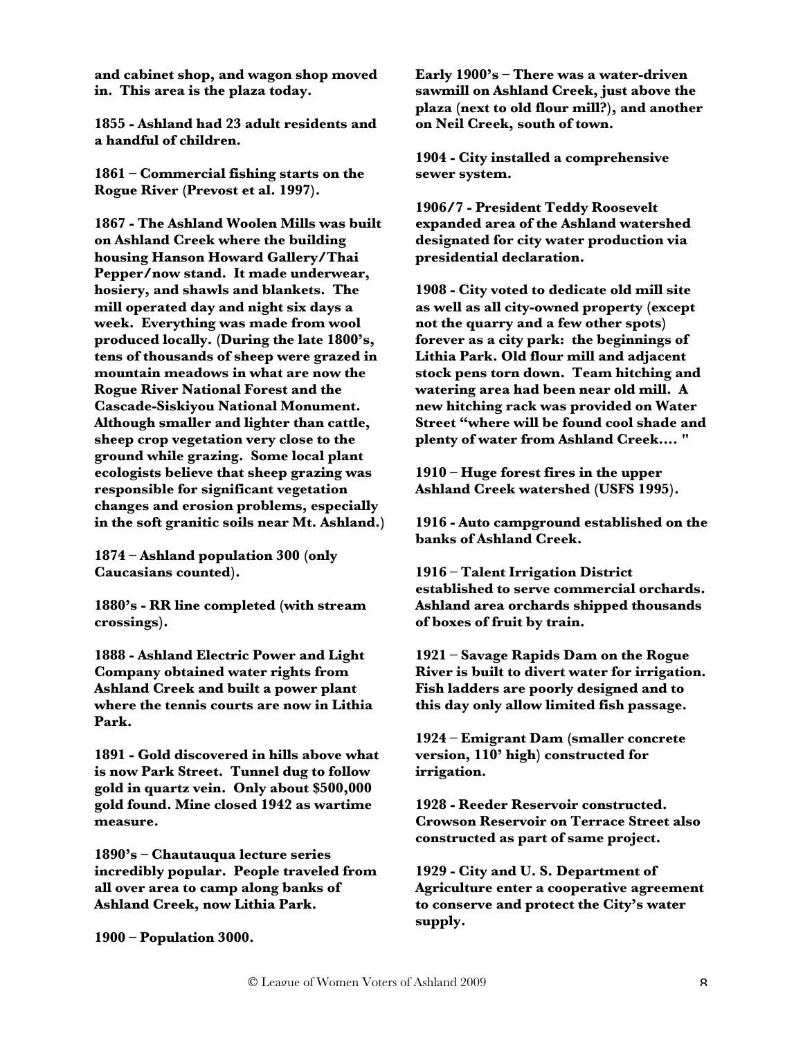**and cabinet shop, and wagon shop moved in. This area is the plaza today.**

**1855 - Ashland had 23 adult residents and a handful of children.**

**1861 – Commercial fishing starts on the Rogue River (Prevost et al. 1997).**

**1867 - The Ashland Woolen Mills was built on Ashland Creek where the building housing Hanson Howard Gallery/Thai Pepper/now stand. It made underwear, hosiery, and shawls and blankets. The mill operated day and night six days a week. Everything was made from wool produced locally. (During the late 1800's, tens of thousands of sheep were grazed in mountain meadows in what are now the Rogue River National Forest and the Cascade-Siskiyou National Monument. Although smaller and lighter than cattle, sheep crop vegetation very close to the ground while grazing. Some local plant ecologists believe that sheep grazing was responsible for significant vegetation changes and erosion problems, especially in the soft granitic soils near Mt. Ashland.)**

**1874 – Ashland population 300 (only Caucasians counted).**

**1880's - RR line completed (with stream crossings).**

**1888 - Ashland Electric Power and Light Company obtained water rights from Ashland Creek and built a power plant where the tennis courts are now in Lithia Park.**

**1891 - Gold discovered in hills above what is now Park Street. Tunnel dug to follow gold in quartz vein. Only about $500,000 gold found. Mine closed 1942 as wartime measure.**

**1890's – Chautauqua lecture series incredibly popular. People traveled from all over area to camp along banks of Ashland Creek, now Lithia Park.**

**1900 – Population 3000.**

**Early 1900's – There was a water-driven sawmill on Ashland Creek, just above the plaza (next to old flour mill?), and another on Neil Creek, south of town.**

**1904 - City installed a comprehensive sewer system.**

**1906/7 - President Teddy Roosevelt expanded area of the Ashland watershed designated for city water production via presidential declaration.**

**1908 - City voted to dedicate old mill site as well as all city-owned property (except not the quarry and a few other spots) forever as a city park: the beginnings of Lithia Park. Old flour mill and adjacent stock pens torn down. Team hitching and watering area had been near old mill. A new hitching rack was provided on Water Street "where will be found cool shade and plenty of water from Ashland Creek…. "**

**1910 – Huge forest fires in the upper Ashland Creek watershed (USFS 1995).**

**1916 - Auto campground established on the banks of Ashland Creek.**

**1916 – Talent Irrigation District established to serve commercial orchards. Ashland area orchards shipped thousands of boxes of fruit by train.**

**1921 – Savage Rapids Dam on the Rogue River is built to divert water for irrigation. Fish ladders are poorly designed and to this day only allow limited fish passage.**

**1924 – Emigrant Dam (smaller concrete version, 110' high) constructed for irrigation.**

**1928 - Reeder Reservoir constructed. Crowson Reservoir on Terrace Street also constructed as part of same project.**

**1929 - City and U. S. Department of Agriculture enter a cooperative agreement to conserve and protect the City's water supply.**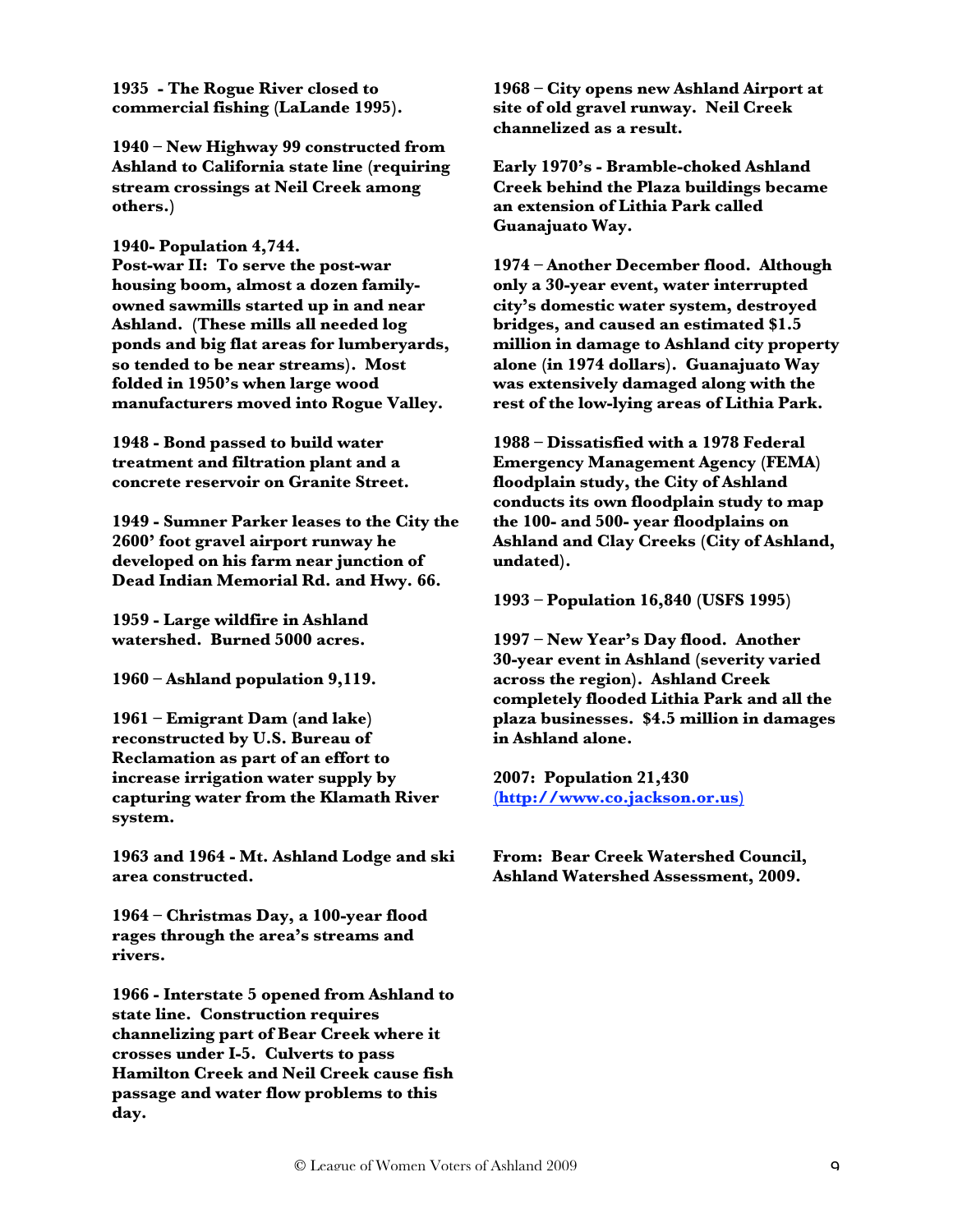**1935 - The Rogue River closed to commercial fishing (LaLande 1995).**

**1940 – New Highway 99 constructed from Ashland to California state line (requiring stream crossings at Neil Creek among others.)**

**1940- Population 4,744.**
**Post-war II: To serve the post-war housing boom, almost a dozen family-owned sawmills started up in and near Ashland. (These mills all needed log ponds and big flat areas for lumberyards, so tended to be near streams). Most folded in 1950's when large wood manufacturers moved into Rogue Valley.**

**1948 - Bond passed to build water treatment and filtration plant and a concrete reservoir on Granite Street.**

**1949 - Sumner Parker leases to the City the 2600' foot gravel airport runway he developed on his farm near junction of Dead Indian Memorial Rd. and Hwy. 66.**

**1959 - Large wildfire in Ashland watershed. Burned 5000 acres.**

**1960 – Ashland population 9,119.**

**1961 – Emigrant Dam (and lake) reconstructed by U.S. Bureau of Reclamation as part of an effort to increase irrigation water supply by capturing water from the Klamath River system.**

**1963 and 1964 - Mt. Ashland Lodge and ski area constructed.**

**1964 – Christmas Day, a 100-year flood rages through the area's streams and rivers.**

**1966 - Interstate 5 opened from Ashland to state line. Construction requires channelizing part of Bear Creek where it crosses under I-5. Culverts to pass Hamilton Creek and Neil Creek cause fish passage and water flow problems to this day.**

**1968 – City opens new Ashland Airport at site of old gravel runway. Neil Creek channelized as a result.**

**Early 1970's - Bramble-choked Ashland Creek behind the Plaza buildings became an extension of Lithia Park called Guanajuato Way.**

**1974 – Another December flood. Although only a 30-year event, water interrupted city's domestic water system, destroyed bridges, and caused an estimated $1.5 million in damage to Ashland city property alone (in 1974 dollars). Guanajuato Way was extensively damaged along with the rest of the low-lying areas of Lithia Park.**

**1988 – Dissatisfied with a 1978 Federal Emergency Management Agency (FEMA) floodplain study, the City of Ashland conducts its own floodplain study to map the 100- and 500- year floodplains on Ashland and Clay Creeks (City of Ashland, undated).**

**1993 – Population 16,840 (USFS 1995)**

**1997 – New Year's Day flood. Another 30-year event in Ashland (severity varied across the region). Ashland Creek completely flooded Lithia Park and all the plaza businesses. $4.5 million in damages in Ashland alone.**

**2007: Population 21,430 (http://www.co.jackson.or.us)**

**From: Bear Creek Watershed Council, Ashland Watershed Assessment, 2009.**

© League of Women Voters of Ashland 2009